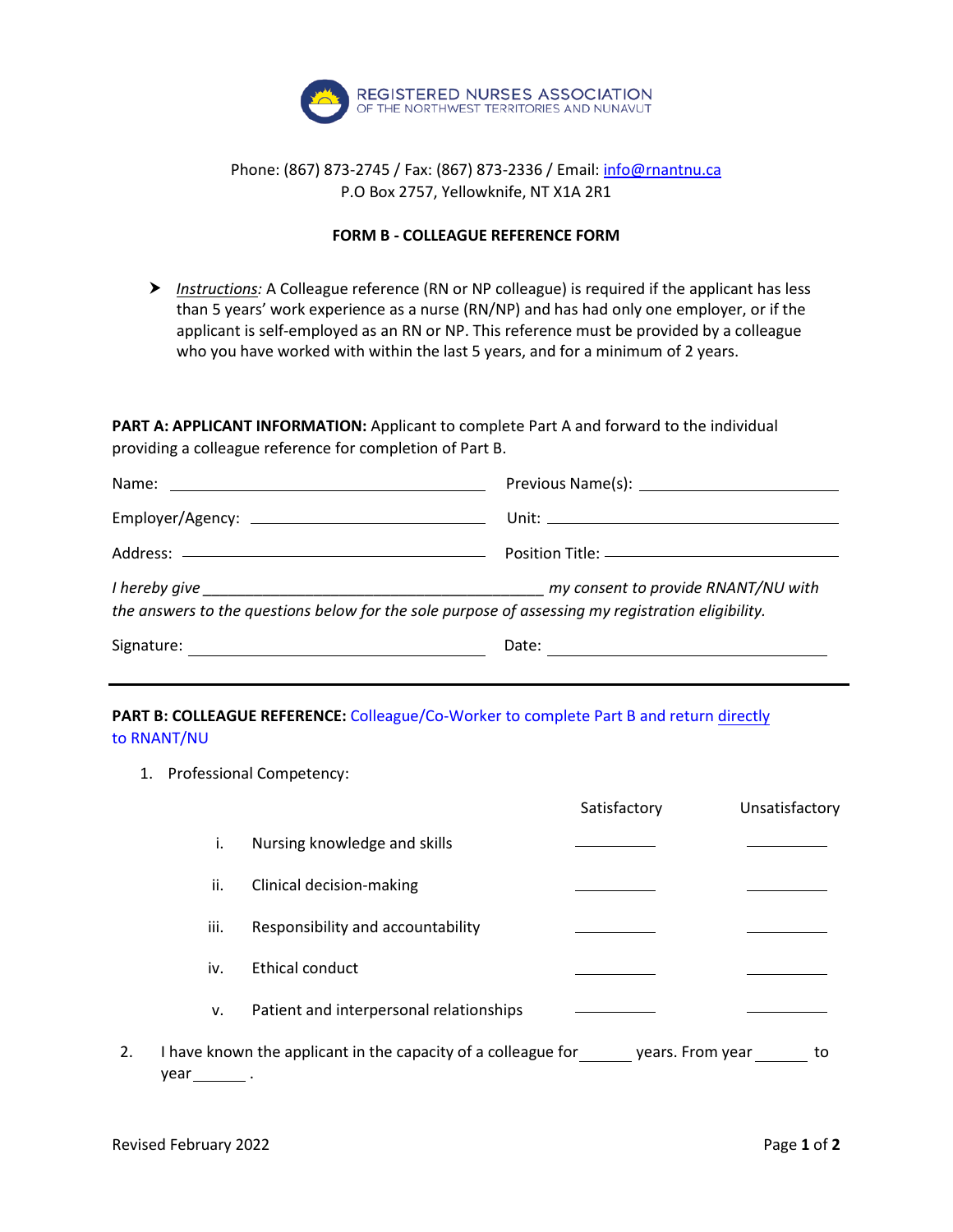REGISTERED NURSES ASSOCIATION
OF THE NORTHWEST TERRITORIES AND NUNAVUT

Phone: (867) 873-2745 / Fax: (867) 873-2336 / Email: info@rnantnu.ca
P.O Box 2757, Yellowknife, NT X1A 2R1

## FORM B - COLLEAGUE REFERENCE FORM

- *Instructions:* A Colleague reference (RN or NP colleague) is required if the applicant has less than 5 years' work experience as a nurse (RN/NP) and has had only one employer, or if the applicant is self-employed as an RN or NP. This reference must be provided by a colleague who you have worked with within the last 5 years, and for a minimum of 2 years.

**PART A: APPLICANT INFORMATION:** Applicant to complete Part A and forward to the individual providing a colleague reference for completion of Part B.

Name: ______________________ Previous Name(s): ______________________

Employer/Agency: ______________________ Unit: ______________________

Address: ______________________ Position Title: ______________________

*I hereby give ______________________ my consent to provide RNANT/NU with the answers to the questions below for the sole purpose of assessing my registration eligibility.*

Signature: ______________________ Date: ______________________

---

**PART B: COLLEAGUE REFERENCE:** Colleague/Co-Worker to complete Part B and return directly to RNANT/NU

1. Professional Competency:

| | | Satisfactory | Unsatisfactory |
|---|---|---|---|
| i. | Nursing knowledge and skills | ______ | ______ |
| ii. | Clinical decision-making | ______ | ______ |
| iii. | Responsibility and accountability | ______ | ______ |
| iv. | Ethical conduct | ______ | ______ |
| v. | Patient and interpersonal relationships | ______ | ______ |

2. I have known the applicant in the capacity of a colleague for ______ years. From year ______ to year ______ .

Revised February 2022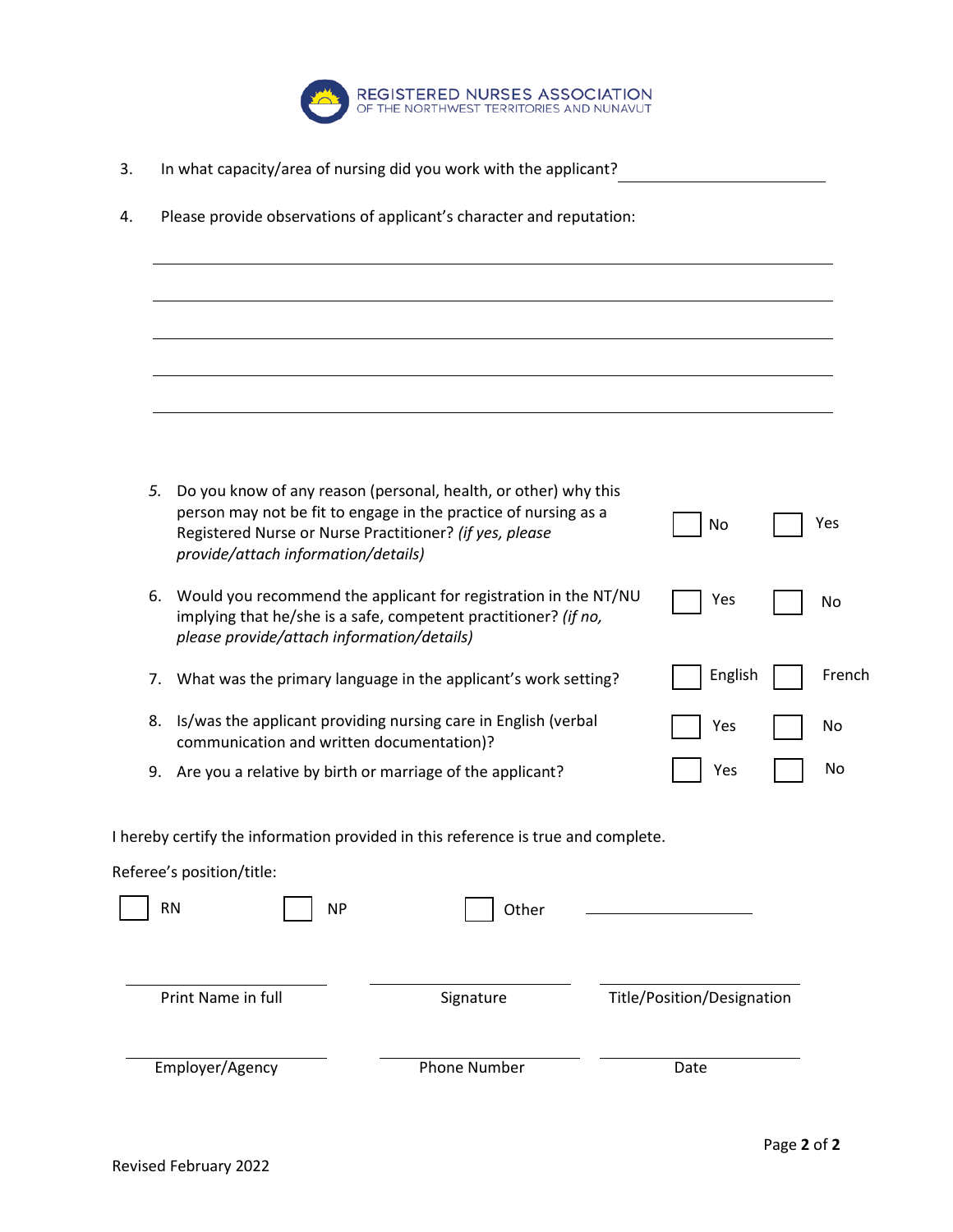REGISTERED NURSES ASSOCIATION
OF THE NORTHWEST TERRITORIES AND NUNAVUT

3. In what capacity/area of nursing did you work with the applicant? ______________________

4. Please provide observations of applicant's character and reputation:

_______________________________________________________________________________

_______________________________________________________________________________

_______________________________________________________________________________

_______________________________________________________________________________

_______________________________________________________________________________

| | | |
|---|---|---|
| *5.* Do you know of any reason (personal, health, or other) why this person may not be fit to engage in the practice of nursing as a Registered Nurse or Nurse Practitioner? *(if yes, please provide/attach information/details)* | ☐ No | ☐ Yes |
| 6. Would you recommend the applicant for registration in the NT/NU implying that he/she is a safe, competent practitioner? *(if no, please provide/attach information/details)* | ☐ Yes | ☐ No |
| 7. What was the primary language in the applicant's work setting? | ☐ English | ☐ French |
| 8. Is/was the applicant providing nursing care in English (verbal communication and written documentation)? | ☐ Yes | ☐ No |
| 9. Are you a relative by birth or marriage of the applicant? | ☐ Yes | ☐ No |

I hereby certify the information provided in this reference is true and complete.

Referee's position/title:

☐ RN ☐ NP ☐ Other ______________

| | | |
|---|---|---|
| ______________________ | ______________________ | ______________________ |
| Print Name in full | Signature | Title/Position/Designation |
| ______________________ | ______________________ | ______________________ |
| Employer/Agency | Phone Number | Date |

Revised February 2022